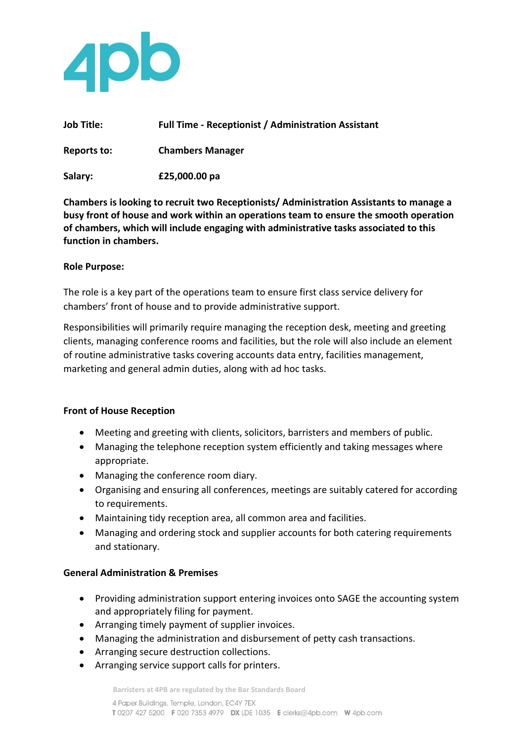4pb

**Job Title:** **Full Time - Receptionist / Administration Assistant**

**Reports to:** **Chambers Manager**

**Salary:** **£25,000.00 pa**

**Chambers is looking to recruit two Receptionists/ Administration Assistants to manage a busy front of house and work within an operations team to ensure the smooth operation of chambers, which will include engaging with administrative tasks associated to this function in chambers.**

**Role Purpose:**

The role is a key part of the operations team to ensure first class service delivery for chambers' front of house and to provide administrative support.

Responsibilities will primarily require managing the reception desk, meeting and greeting clients, managing conference rooms and facilities, but the role will also include an element of routine administrative tasks covering accounts data entry, facilities management, marketing and general admin duties, along with ad hoc tasks.

**Front of House Reception**

- Meeting and greeting with clients, solicitors, barristers and members of public.
- Managing the telephone reception system efficiently and taking messages where appropriate.
- Managing the conference room diary.
- Organising and ensuring all conferences, meetings are suitably catered for according to requirements.
- Maintaining tidy reception area, all common area and facilities.
- Managing and ordering stock and supplier accounts for both catering requirements and stationary.

**General Administration & Premises**

- Providing administration support entering invoices onto SAGE the accounting system and appropriately filing for payment.
- Arranging timely payment of supplier invoices.
- Managing the administration and disbursement of petty cash transactions.
- Arranging secure destruction collections.
- Arranging service support calls for printers.

Barristers at 4PB are regulated by the Bar Standards Board

4 Paper Buildings, Temple, London, EC4Y 7EX
T 0207 427 5200 F 020 7353 4979 DX LDE 1035 E clerks@4pb.com W 4pb.com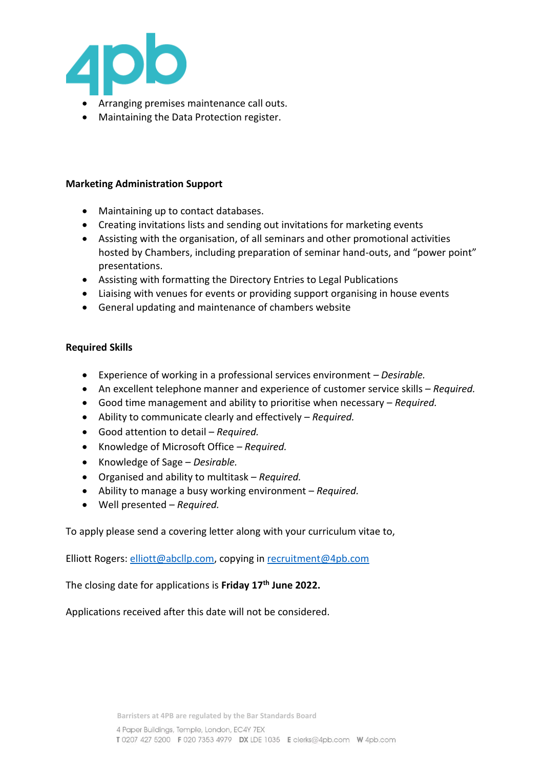- Arranging premises maintenance call outs.
- Maintaining the Data Protection register.

**Marketing Administration Support**

- Maintaining up to contact databases.
- Creating invitations lists and sending out invitations for marketing events
- Assisting with the organisation, of all seminars and other promotional activities hosted by Chambers, including preparation of seminar hand-outs, and "power point" presentations.
- Assisting with formatting the Directory Entries to Legal Publications
- Liaising with venues for events or providing support organising in house events
- General updating and maintenance of chambers website

**Required Skills**

- Experience of working in a professional services environment – *Desirable.*
- An excellent telephone manner and experience of customer service skills – *Required.*
- Good time management and ability to prioritise when necessary – *Required.*
- Ability to communicate clearly and effectively – *Required.*
- Good attention to detail – *Required.*
- Knowledge of Microsoft Office – *Required.*
- Knowledge of Sage – *Desirable.*
- Organised and ability to multitask – *Required.*
- Ability to manage a busy working environment – *Required.*
- Well presented – *Required.*

To apply please send a covering letter along with your curriculum vitae to,

Elliott Rogers: elliott@abcllp.com, copying in recruitment@4pb.com

The closing date for applications is **Friday 17th June 2022.**

Applications received after this date will not be considered.